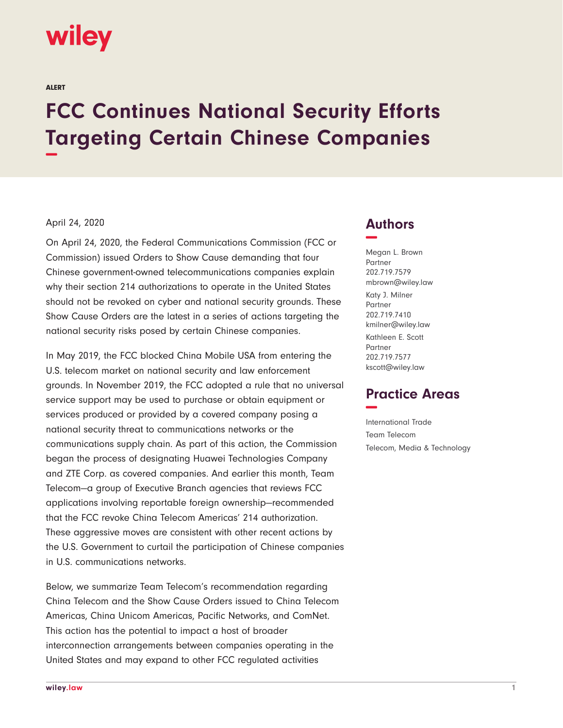wiley

ALERT

# FCC Continues National Security Efforts Targeting Certain Chinese Companies

April 24, 2020

On April 24, 2020, the Federal Communications Commission (FCC or Commission) issued Orders to Show Cause demanding that four Chinese government-owned telecommunications companies explain why their section 214 authorizations to operate in the United States should not be revoked on cyber and national security grounds. These Show Cause Orders are the latest in a series of actions targeting the national security risks posed by certain Chinese companies.

In May 2019, the FCC blocked China Mobile USA from entering the U.S. telecom market on national security and law enforcement grounds. In November 2019, the FCC adopted a rule that no universal service support may be used to purchase or obtain equipment or services produced or provided by a covered company posing a national security threat to communications networks or the communications supply chain. As part of this action, the Commission began the process of designating Huawei Technologies Company and ZTE Corp. as covered companies. And earlier this month, Team Telecom—a group of Executive Branch agencies that reviews FCC applications involving reportable foreign ownership—recommended that the FCC revoke China Telecom Americas' 214 authorization. These aggressive moves are consistent with other recent actions by the U.S. Government to curtail the participation of Chinese companies in U.S. communications networks.

Below, we summarize Team Telecom's recommendation regarding China Telecom and the Show Cause Orders issued to China Telecom Americas, China Unicom Americas, Pacific Networks, and ComNet. This action has the potential to impact a host of broader interconnection arrangements between companies operating in the United States and may expand to other FCC regulated activities

## Authors

Megan L. Brown
Partner
202.719.7579
mbrown@wiley.law

Katy J. Milner
Partner
202.719.7410
kmilner@wiley.law

Kathleen E. Scott
Partner
202.719.7577
kscott@wiley.law

## Practice Areas

International Trade
Team Telecom
Telecom, Media & Technology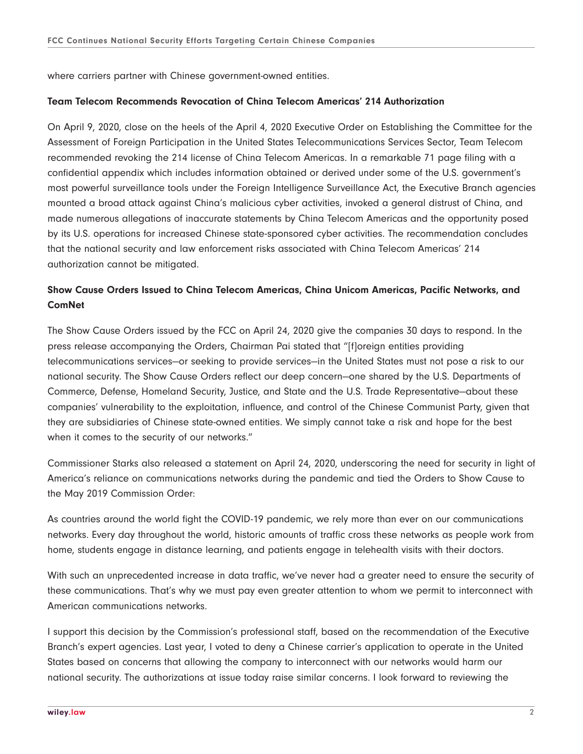where carriers partner with Chinese government-owned entities.

### Team Telecom Recommends Revocation of China Telecom Americas' 214 Authorization

On April 9, 2020, close on the heels of the April 4, 2020 Executive Order on Establishing the Committee for the Assessment of Foreign Participation in the United States Telecommunications Services Sector, Team Telecom recommended revoking the 214 license of China Telecom Americas. In a remarkable 71 page filing with a confidential appendix which includes information obtained or derived under some of the U.S. government's most powerful surveillance tools under the Foreign Intelligence Surveillance Act, the Executive Branch agencies mounted a broad attack against China's malicious cyber activities, invoked a general distrust of China, and made numerous allegations of inaccurate statements by China Telecom Americas and the opportunity posed by its U.S. operations for increased Chinese state-sponsored cyber activities. The recommendation concludes that the national security and law enforcement risks associated with China Telecom Americas' 214 authorization cannot be mitigated.

### Show Cause Orders Issued to China Telecom Americas, China Unicom Americas, Pacific Networks, and ComNet

The Show Cause Orders issued by the FCC on April 24, 2020 give the companies 30 days to respond. In the press release accompanying the Orders, Chairman Pai stated that "[f]oreign entities providing telecommunications services—or seeking to provide services—in the United States must not pose a risk to our national security. The Show Cause Orders reflect our deep concern—one shared by the U.S. Departments of Commerce, Defense, Homeland Security, Justice, and State and the U.S. Trade Representative—about these companies' vulnerability to the exploitation, influence, and control of the Chinese Communist Party, given that they are subsidiaries of Chinese state-owned entities. We simply cannot take a risk and hope for the best when it comes to the security of our networks."

Commissioner Starks also released a statement on April 24, 2020, underscoring the need for security in light of America's reliance on communications networks during the pandemic and tied the Orders to Show Cause to the May 2019 Commission Order:

As countries around the world fight the COVID-19 pandemic, we rely more than ever on our communications networks. Every day throughout the world, historic amounts of traffic cross these networks as people work from home, students engage in distance learning, and patients engage in telehealth visits with their doctors.

With such an unprecedented increase in data traffic, we've never had a greater need to ensure the security of these communications. That's why we must pay even greater attention to whom we permit to interconnect with American communications networks.

I support this decision by the Commission's professional staff, based on the recommendation of the Executive Branch's expert agencies. Last year, I voted to deny a Chinese carrier's application to operate in the United States based on concerns that allowing the company to interconnect with our networks would harm our national security. The authorizations at issue today raise similar concerns. I look forward to reviewing the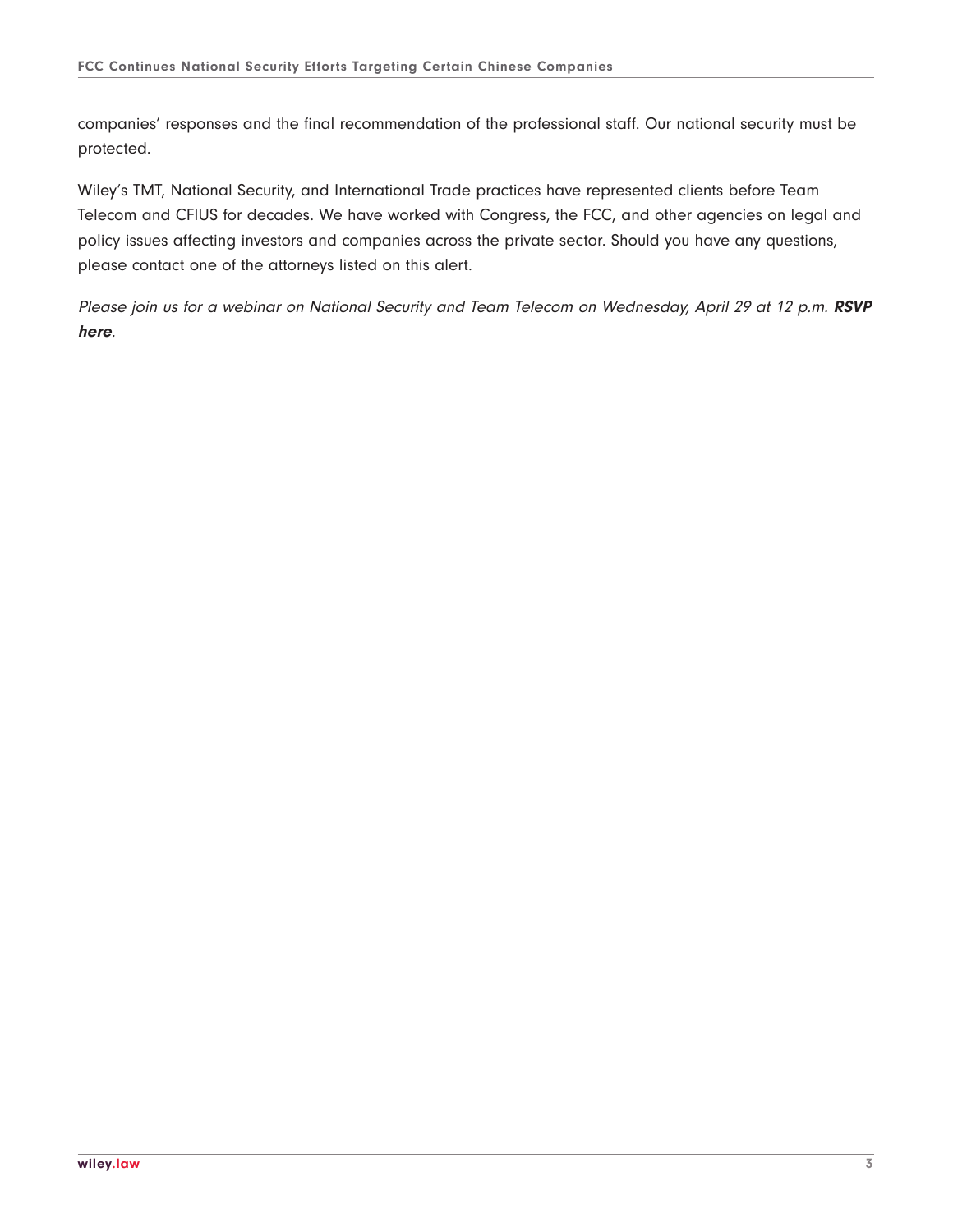companies' responses and the final recommendation of the professional staff. Our national security must be protected.

Wiley's TMT, National Security, and International Trade practices have represented clients before Team Telecom and CFIUS for decades. We have worked with Congress, the FCC, and other agencies on legal and policy issues affecting investors and companies across the private sector. Should you have any questions, please contact one of the attorneys listed on this alert.

*Please join us for a webinar on National Security and Team Telecom on Wednesday, April 29 at 12 p.m.* ***RSVP here****.*